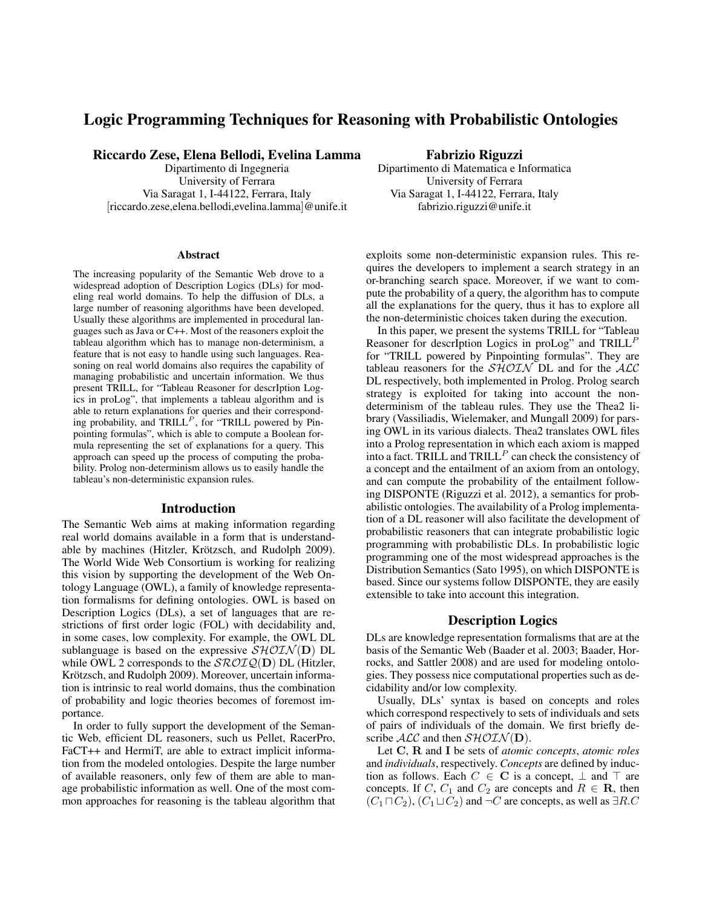# Logic Programming Techniques for Reasoning with Probabilistic Ontologies

**Riccardo Zese, Elena Bellodi, Evelina Lamma**
Dipartimento di Ingegneria
University of Ferrara
Via Saragat 1, I-44122, Ferrara, Italy
[riccardo.zese,elena.bellodi,evelina.lamma]@unife.it

**Fabrizio Riguzzi**
Dipartimento di Matematica e Informatica
University of Ferrara
Via Saragat 1, I-44122, Ferrara, Italy
fabrizio.riguzzi@unife.it

## Abstract

The increasing popularity of the Semantic Web drove to a widespread adoption of Description Logics (DLs) for modeling real world domains. To help the diffusion of DLs, a large number of reasoning algorithms have been developed. Usually these algorithms are implemented in procedural languages such as Java or C++. Most of the reasoners exploit the tableau algorithm which has to manage non-determinism, a feature that is not easy to handle using such languages. Reasoning on real world domains also requires the capability of managing probabilistic and uncertain information. We thus present TRILL, for "Tableau Reasoner for descrIption Logics in proLog", that implements a tableau algorithm and is able to return explanations for queries and their corresponding probability, and TRILL$^P$, for "TRILL powered by Pinpointing formulas", which is able to compute a Boolean formula representing the set of explanations for a query. This approach can speed up the process of computing the probability. Prolog non-determinism allows us to easily handle the tableau's non-deterministic expansion rules.

## Introduction

The Semantic Web aims at making information regarding real world domains available in a form that is understandable by machines (Hitzler, Krötzsch, and Rudolph 2009). The World Wide Web Consortium is working for realizing this vision by supporting the development of the Web Ontology Language (OWL), a family of knowledge representation formalisms for defining ontologies. OWL is based on Description Logics (DLs), a set of languages that are restrictions of first order logic (FOL) with decidability and, in some cases, low complexity. For example, the OWL DL sublanguage is based on the expressive $\mathcal{SHOIN}(\mathbf{D})$ DL while OWL 2 corresponds to the $\mathcal{SROIQ}(\mathbf{D})$ DL (Hitzler, Krötzsch, and Rudolph 2009). Moreover, uncertain information is intrinsic to real world domains, thus the combination of probability and logic theories becomes of foremost importance.

In order to fully support the development of the Semantic Web, efficient DL reasoners, such us Pellet, RacerPro, FaCT++ and HermiT, are able to extract implicit information from the modeled ontologies. Despite the large number of available reasoners, only few of them are able to manage probabilistic information as well. One of the most common approaches for reasoning is the tableau algorithm that exploits some non-deterministic expansion rules. This requires the developers to implement a search strategy in an or-branching search space. Moreover, if we want to compute the probability of a query, the algorithm has to compute all the explanations for the query, thus it has to explore all the non-deterministic choices taken during the execution.

In this paper, we present the systems TRILL for "Tableau Reasoner for descrIption Logics in proLog" and TRILL$^P$ for "TRILL powered by Pinpointing formulas". They are tableau reasoners for the $\mathcal{SHOIN}$ DL and for the $\mathcal{ALC}$ DL respectively, both implemented in Prolog. Prolog search strategy is exploited for taking into account the non-determinism of the tableau rules. They use the Thea2 library (Vassiliadis, Wielemaker, and Mungall 2009) for parsing OWL in its various dialects. Thea2 translates OWL files into a Prolog representation in which each axiom is mapped into a fact. TRILL and TRILL$^P$ can check the consistency of a concept and the entailment of an axiom from an ontology, and can compute the probability of the entailment following DISPONTE (Riguzzi et al. 2012), a semantics for probabilistic ontologies. The availability of a Prolog implementation of a DL reasoner will also facilitate the development of probabilistic reasoners that can integrate probabilistic logic programming with probabilistic DLs. In probabilistic logic programming one of the most widespread approaches is the Distribution Semantics (Sato 1995), on which DISPONTE is based. Since our systems follow DISPONTE, they are easily extensible to take into account this integration.

## Description Logics

DLs are knowledge representation formalisms that are at the basis of the Semantic Web (Baader et al. 2003; Baader, Horrocks, and Sattler 2008) and are used for modeling ontologies. They possess nice computational properties such as decidability and/or low complexity.

Usually, DLs' syntax is based on concepts and roles which correspond respectively to sets of individuals and sets of pairs of individuals of the domain. We first briefly describe $\mathcal{ALC}$ and then $\mathcal{SHOIN}(\mathbf{D})$.

Let $\mathbf{C}$, $\mathbf{R}$ and $\mathbf{I}$ be sets of *atomic concepts*, *atomic roles* and *individuals*, respectively. *Concepts* are defined by induction as follows. Each $C \in \mathbf{C}$ is a concept, $\bot$ and $\top$ are concepts. If $C$, $C_1$ and $C_2$ are concepts and $R \in \mathbf{R}$, then $(C_1 \sqcap C_2)$, $(C_1 \sqcup C_2)$ and $\neg C$ are concepts, as well as $\exists R.C$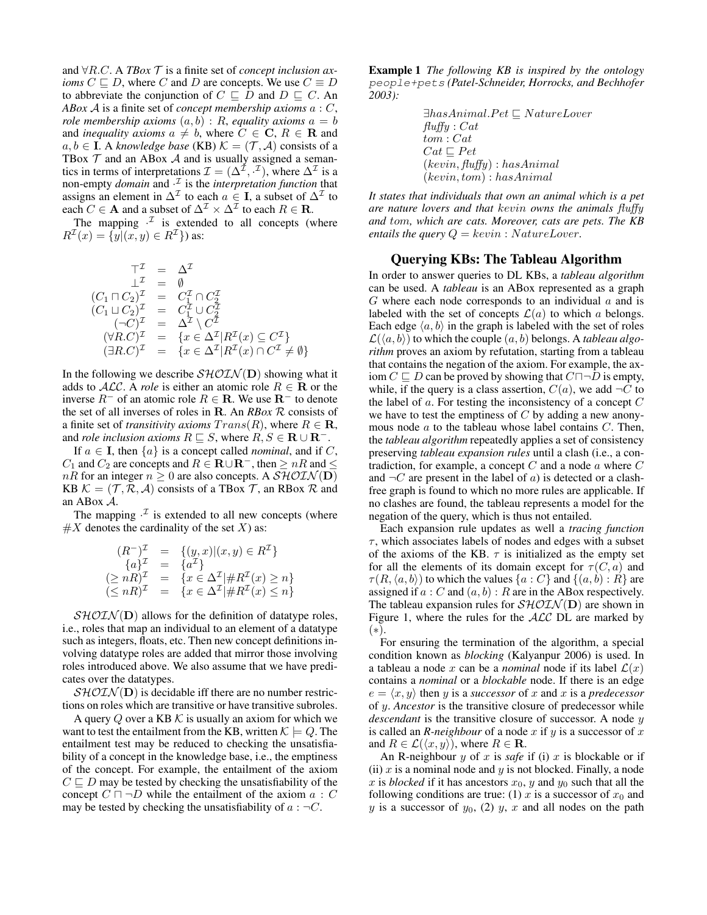and $\forall R.C$. A *TBox* $\mathcal{T}$ is a finite set of *concept inclusion axioms* $C \sqsubseteq D$, where $C$ and $D$ are concepts. We use $C \equiv D$ to abbreviate the conjunction of $C \sqsubseteq D$ and $D \sqsubseteq C$. An *ABox* $\mathcal{A}$ is a finite set of *concept membership axioms* $a : C$, *role membership axioms* $(a, b) : R$, *equality axioms* $a = b$ and *inequality axioms* $a \neq b$, where $C \in \mathbf{C}$, $R \in \mathbf{R}$ and $a, b \in \mathbf{I}$. A *knowledge base* (KB) $\mathcal{K} = (\mathcal{T}, \mathcal{A})$ consists of a TBox $\mathcal{T}$ and an ABox $\mathcal{A}$ and is usually assigned a semantics in terms of interpretations $\mathcal{I} = (\Delta^{\mathcal{I}}, \cdot^{\mathcal{I}})$, where $\Delta^{\mathcal{I}}$ is a non-empty *domain* and $\cdot^{\mathcal{I}}$ is the *interpretation function* that assigns an element in $\Delta^{\mathcal{I}}$ to each $a \in \mathbf{I}$, a subset of $\Delta^{\mathcal{I}}$ to each $C \in \mathbf{A}$ and a subset of $\Delta^{\mathcal{I}} \times \Delta^{\mathcal{I}}$ to each $R \in \mathbf{R}$.

The mapping $\cdot^{\mathcal{I}}$ is extended to all concepts (where $R^{\mathcal{I}}(x) = \{y | (x, y) \in R^{\mathcal{I}}\}$) as:

$$
\begin{array}{rcl}
\top^{\mathcal{I}} & = & \Delta^{\mathcal{I}} \\
\bot^{\mathcal{I}} & = & \emptyset \\
(C_1 \sqcap C_2)^{\mathcal{I}} & = & C_1^{\mathcal{I}} \cap C_2^{\mathcal{I}} \\
(C_1 \sqcup C_2)^{\mathcal{I}} & = & C_1^{\mathcal{I}} \cup C_2^{\mathcal{I}} \\
(\neg C)^{\mathcal{I}} & = & \Delta^{\mathcal{I}} \setminus C^{\mathcal{I}} \\
(\forall R.C)^{\mathcal{I}} & = & \{x \in \Delta^{\mathcal{I}} | R^{\mathcal{I}}(x) \subseteq C^{\mathcal{I}}\} \\
(\exists R.C)^{\mathcal{I}} & = & \{x \in \Delta^{\mathcal{I}} | R^{\mathcal{I}}(x) \cap C^{\mathcal{I}} \neq \emptyset\}
\end{array}
$$

In the following we describe $\mathcal{SHOIN}(\mathbf{D})$ showing what it adds to $\mathcal{ALC}$. A *role* is either an atomic role $R \in \mathbf{R}$ or the inverse $R^-$ of an atomic role $R \in \mathbf{R}$. We use $\mathbf{R}^-$ to denote the set of all inverses of roles in $\mathbf{R}$. An *RBox* $\mathcal{R}$ consists of a finite set of *transitivity axioms* $Trans(R)$, where $R \in \mathbf{R}$, and *role inclusion axioms* $R \sqsubseteq S$, where $R, S \in \mathbf{R} \cup \mathbf{R}^-$.

If $a \in \mathbf{I}$, then $\{a\}$ is a concept called *nominal*, and if $C$, $C_1$ and $C_2$ are concepts and $R \in \mathbf{R} \cup \mathbf{R}^-$, then $\geq nR$ and $\leq nR$ for an integer $n \geq 0$ are also concepts. A $\mathcal{SHOIN}(\mathbf{D})$ KB $\mathcal{K} = (\mathcal{T}, \mathcal{R}, \mathcal{A})$ consists of a TBox $\mathcal{T}$, an RBox $\mathcal{R}$ and an ABox $\mathcal{A}$.

The mapping $\cdot^{\mathcal{I}}$ is extended to all new concepts (where $\#X$ denotes the cardinality of the set $X$) as:

$$
\begin{array}{rcl}
(R^-)^{\mathcal{I}} & = & \{(y, x) | (x, y) \in R^{\mathcal{I}}\} \\
\{a\}^{\mathcal{I}} & = & \{a^{\mathcal{I}}\} \\
(\geq nR)^{\mathcal{I}} & = & \{x \in \Delta^{\mathcal{I}} | \#R^{\mathcal{I}}(x) \geq n\} \\
(\leq nR)^{\mathcal{I}} & = & \{x \in \Delta^{\mathcal{I}} | \#R^{\mathcal{I}}(x) \leq n\}
\end{array}
$$

$\mathcal{SHOIN}(\mathbf{D})$ allows for the definition of datatype roles, i.e., roles that map an individual to an element of a datatype such as integers, floats, etc. Then new concept definitions involving datatype roles are added that mirror those involving roles introduced above. We also assume that we have predicates over the datatypes.

$\mathcal{SHOIN}(\mathbf{D})$ is decidable iff there are no number restrictions on roles which are transitive or have transitive subroles.

A query $Q$ over a KB $\mathcal{K}$ is usually an axiom for which we want to test the entailment from the KB, written $\mathcal{K} \models Q$. The entailment test may be reduced to checking the unsatisfiability of a concept in the knowledge base, i.e., the emptiness of the concept. For example, the entailment of the axiom $C \sqsubseteq D$ may be tested by checking the unsatisfiability of the concept $C \sqcap \neg D$ while the entailment of the axiom $a : C$ may be tested by checking the unsatisfiability of $a : \neg C$.

**Example 1** *The following KB is inspired by the ontology* `people+pets` *(Patel-Schneider, Horrocks, and Bechhofer 2003):*

$$
\begin{array}{l}
\exists hasAnimal.Pet \sqsubseteq NatureLover \\
fluffy : Cat \\
tom : Cat \\
Cat \sqsubseteq Pet \\
(kevin, fluffy) : hasAnimal \\
(kevin, tom) : hasAnimal
\end{array}
$$

*It states that individuals that own an animal which is a pet are nature lovers and that* $kevin$ *owns the animals* $fluffy$ *and* $tom$*, which are cats. Moreover, cats are pets. The KB entails the query* $Q = kevin : NatureLover$.

## Querying KBs: The Tableau Algorithm

In order to answer queries to DL KBs, a *tableau algorithm* can be used. A *tableau* is an ABox represented as a graph $G$ where each node corresponds to an individual $a$ and is labeled with the set of concepts $\mathcal{L}(a)$ to which $a$ belongs. Each edge $\langle a, b \rangle$ in the graph is labeled with the set of roles $\mathcal{L}(\langle a, b \rangle)$ to which the couple $(a, b)$ belongs. A *tableau algorithm* proves an axiom by refutation, starting from a tableau that contains the negation of the axiom. For example, the axiom $C \sqsubseteq D$ can be proved by showing that $C \sqcap \neg D$ is empty, while, if the query is a class assertion, $C(a)$, we add $\neg C$ to the label of $a$. For testing the inconsistency of a concept $C$ we have to test the emptiness of $C$ by adding a new anonymous node $a$ to the tableau whose label contains $C$. Then, the *tableau algorithm* repeatedly applies a set of consistency preserving *tableau expansion rules* until a clash (i.e., a contradiction, for example, a concept $C$ and a node $a$ where $C$ and $\neg C$ are present in the label of $a$) is detected or a clash-free graph is found to which no more rules are applicable. If no clashes are found, the tableau represents a model for the negation of the query, which is thus not entailed.

Each expansion rule updates as well a *tracing function* $\tau$, which associates labels of nodes and edges with a subset of the axioms of the KB. $\tau$ is initialized as the empty set for all the elements of its domain except for $\tau(C, a)$ and $\tau(R, \langle a, b \rangle)$ to which the values $\{a : C\}$ and $\{(a, b) : R\}$ are assigned if $a : C$ and $(a, b) : R$ are in the ABox respectively. The tableau expansion rules for $\mathcal{SHOIN}(\mathbf{D})$ are shown in Figure 1, where the rules for the $\mathcal{ALC}$ DL are marked by $(*)$.

For ensuring the termination of the algorithm, a special condition known as *blocking* (Kalyanpur 2006) is used. In a tableau a node $x$ can be a *nominal* node if its label $\mathcal{L}(x)$ contains a *nominal* or a *blockable* node. If there is an edge $e = \langle x, y \rangle$ then $y$ is a *successor* of $x$ and $x$ is a *predecessor* of $y$. *Ancestor* is the transitive closure of predecessor while *descendant* is the transitive closure of successor. A node $y$ is called an *R-neighbour* of a node $x$ if $y$ is a successor of $x$ and $R \in \mathcal{L}(\langle x, y \rangle)$, where $R \in \mathbf{R}$.

An R-neighbour $y$ of $x$ is *safe* if (i) $x$ is blockable or if (ii) $x$ is a nominal node and $y$ is not blocked. Finally, a node $x$ is *blocked* if it has ancestors $x_0$, $y$ and $y_0$ such that all the following conditions are true: (1) $x$ is a successor of $x_0$ and $y$ is a successor of $y_0$, (2) $y$, $x$ and all nodes on the path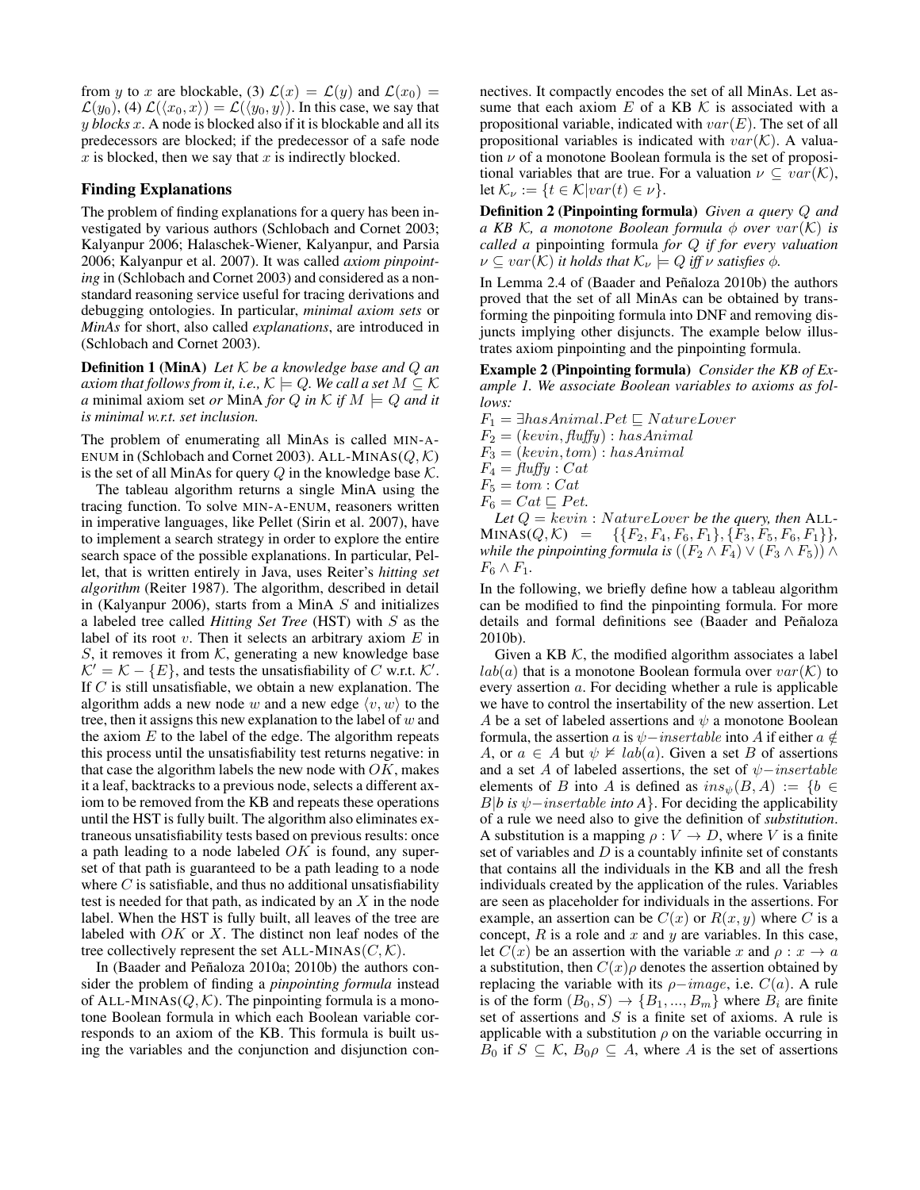from $y$ to $x$ are blockable, (3) $\mathcal{L}(x) = \mathcal{L}(y)$ and $\mathcal{L}(x_0) = \mathcal{L}(y_0)$, (4) $\mathcal{L}(\langle x_0, x\rangle) = \mathcal{L}(\langle y_0, y\rangle)$. In this case, we say that *$y$ blocks $x$*. A node is blocked also if it is blockable and all its predecessors are blocked; if the predecessor of a safe node $x$ is blocked, then we say that $x$ is indirectly blocked.

## Finding Explanations

The problem of finding explanations for a query has been investigated by various authors (Schlobach and Cornet 2003; Kalyanpur 2006; Halaschek-Wiener, Kalyanpur, and Parsia 2006; Kalyanpur et al. 2007). It was called *axiom pinpointing* in (Schlobach and Cornet 2003) and considered as a non-standard reasoning service useful for tracing derivations and debugging ontologies. In particular, *minimal axiom sets* or *MinAs* for short, also called *explanations*, are introduced in (Schlobach and Cornet 2003).

**Definition 1 (MinA)** *Let $\mathcal{K}$ be a knowledge base and $Q$ an axiom that follows from it, i.e., $\mathcal{K} \models Q$. We call a set $M \subseteq \mathcal{K}$ a* minimal axiom set *or* MinA *for $Q$ in $\mathcal{K}$ if $M \models Q$ and it is minimal w.r.t. set inclusion.*

The problem of enumerating all MinAs is called MIN-A-ENUM in (Schlobach and Cornet 2003). ALL-MINAS$(Q, \mathcal{K})$ is the set of all MinAs for query $Q$ in the knowledge base $\mathcal{K}$.

The tableau algorithm returns a single MinA using the tracing function. To solve MIN-A-ENUM, reasoners written in imperative languages, like Pellet (Sirin et al. 2007), have to implement a search strategy in order to explore the entire search space of the possible explanations. In particular, Pellet, that is written entirely in Java, uses Reiter's *hitting set algorithm* (Reiter 1987). The algorithm, described in detail in (Kalyanpur 2006), starts from a MinA $S$ and initializes a labeled tree called *Hitting Set Tree* (HST) with $S$ as the label of its root $v$. Then it selects an arbitrary axiom $E$ in $S$, it removes it from $\mathcal{K}$, generating a new knowledge base $\mathcal{K}' = \mathcal{K} - \{E\}$, and tests the unsatisfiability of $C$ w.r.t. $\mathcal{K}'$. If $C$ is still unsatisfiable, we obtain a new explanation. The algorithm adds a new node $w$ and a new edge $\langle v, w\rangle$ to the tree, then it assigns this new explanation to the label of $w$ and the axiom $E$ to the label of the edge. The algorithm repeats this process until the unsatisfiability test returns negative: in that case the algorithm labels the new node with $OK$, makes it a leaf, backtracks to a previous node, selects a different axiom to be removed from the KB and repeats these operations until the HST is fully built. The algorithm also eliminates extraneous unsatisfiability tests based on previous results: once a path leading to a node labeled $OK$ is found, any superset of that path is guaranteed to be a path leading to a node where $C$ is satisfiable, and thus no additional unsatisfiability test is needed for that path, as indicated by an $X$ in the node label. When the HST is fully built, all leaves of the tree are labeled with $OK$ or $X$. The distinct non leaf nodes of the tree collectively represent the set ALL-MINAS$(C, \mathcal{K})$.

In (Baader and Peñaloza 2010a; 2010b) the authors consider the problem of finding a *pinpointing formula* instead of ALL-MINAS$(Q, \mathcal{K})$. The pinpointing formula is a monotone Boolean formula in which each Boolean variable corresponds to an axiom of the KB. This formula is built using the variables and the conjunction and disjunction connectives. It compactly encodes the set of all MinAs. Let assume that each axiom $E$ of a KB $\mathcal{K}$ is associated with a propositional variable, indicated with $var(E)$. The set of all propositional variables is indicated with $var(\mathcal{K})$. A valuation $\nu$ of a monotone Boolean formula is the set of propositional variables that are true. For a valuation $\nu \subseteq var(\mathcal{K})$, let $\mathcal{K}_\nu := \{t \in \mathcal{K} | var(t) \in \nu\}$.

**Definition 2 (Pinpointing formula)** *Given a query $Q$ and a KB $\mathcal{K}$, a monotone Boolean formula $\phi$ over $var(\mathcal{K})$ is called a* pinpointing formula *for $Q$ if for every valuation $\nu \subseteq var(\mathcal{K})$ it holds that $\mathcal{K}_\nu \models Q$ iff $\nu$ satisfies $\phi$.*

In Lemma 2.4 of (Baader and Peñaloza 2010b) the authors proved that the set of all MinAs can be obtained by transforming the pinpointing formula into DNF and removing disjuncts implying other disjuncts. The example below illustrates axiom pinpointing and the pinpointing formula.

**Example 2 (Pinpointing formula)** *Consider the KB of Example 1. We associate Boolean variables to axioms as follows:*

$F_1 = \exists hasAnimal.Pet \sqsubseteq NatureLover$
$F_2 = (kevin, fluffy) : hasAnimal$
$F_3 = (kevin, tom) : hasAnimal$
$F_4 = fluffy : Cat$
$F_5 = tom : Cat$
$F_6 = Cat \sqsubseteq Pet.$

*Let $Q = kevin : NatureLover$ be the query, then* ALL-MINAS$(Q, \mathcal{K}) = \{\{F_2, F_4, F_6, F_1\}, \{F_3, F_5, F_6, F_1\}\}$, *while the pinpointing formula is $((F_2 \wedge F_4) \vee (F_3 \wedge F_5)) \wedge F_6 \wedge F_1$.*

In the following, we briefly define how a tableau algorithm can be modified to find the pinpointing formula. For more details and formal definitions see (Baader and Peñaloza 2010b).

Given a KB $\mathcal{K}$, the modified algorithm associates a label $lab(a)$ that is a monotone Boolean formula over $var(\mathcal{K})$ to every assertion $a$. For deciding whether a rule is applicable we have to control the insertability of the new assertion. Let $A$ be a set of labeled assertions and $\psi$ a monotone Boolean formula, the assertion $a$ is $\psi{-}insertable$ into $A$ if either $a \notin A$, or $a \in A$ but $\psi \nvDash lab(a)$. Given a set $B$ of assertions and a set $A$ of labeled assertions, the set of $\psi{-}insertable$ elements of $B$ into $A$ is defined as $ins_\psi(B, A) := \{b \in B | b$ *is* $\psi{-}insertable$ *into* $A\}$. For deciding the applicability of a rule we need also to give the definition of *substitution*. A substitution is a mapping $\rho : V \rightarrow D$, where $V$ is a finite set of variables and $D$ is a countably infinite set of constants that contains all the individuals in the KB and all the fresh individuals created by the application of the rules. Variables are seen as placeholder for individuals in the assertions. For example, an assertion can be $C(x)$ or $R(x, y)$ where $C$ is a concept, $R$ is a role and $x$ and $y$ are variables. In this case, let $C(x)$ be an assertion with the variable $x$ and $\rho : x \rightarrow a$ a substitution, then $C(x)\rho$ denotes the assertion obtained by replacing the variable with its $\rho{-}image$, i.e. $C(a)$. A rule is of the form $(B_0, S) \rightarrow \{B_1, ..., B_m\}$ where $B_i$ are finite set of assertions and $S$ is a finite set of axioms. A rule is applicable with a substitution $\rho$ on the variable occurring in $B_0$ if $S \subseteq \mathcal{K}$, $B_0\rho \subseteq A$, where $A$ is the set of assertions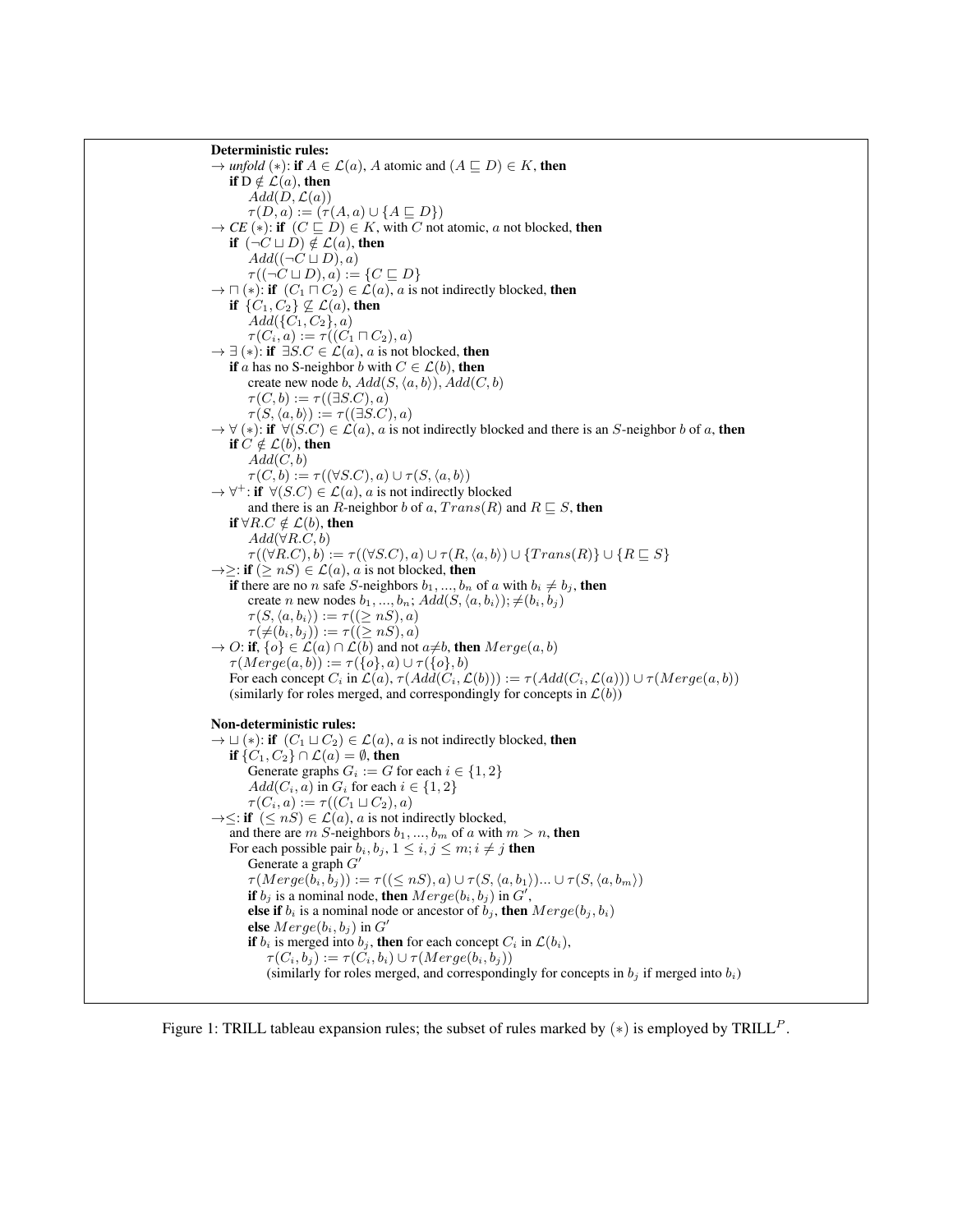**Deterministic rules:**

$\rightarrow$ *unfold* $(*)$: **if** $A \in \mathcal{L}(a)$, $A$ atomic and $(A \sqsubseteq D) \in K$, **then**
  **if** $D \notin \mathcal{L}(a)$, **then**
    $Add(D, \mathcal{L}(a))$
    $\tau(D, a) := (\tau(A, a) \cup \{A \sqsubseteq D\})$

$\rightarrow$ *CE* $(*)$: **if** $(C \sqsubseteq D) \in K$, with $C$ not atomic, $a$ not blocked, **then**
  **if** $(\neg C \sqcup D) \notin \mathcal{L}(a)$, **then**
    $Add((\neg C \sqcup D), a)$
    $\tau((\neg C \sqcup D), a) := \{C \sqsubseteq D\}$

$\rightarrow \sqcap$ $(*)$: **if** $(C_1 \sqcap C_2) \in \mathcal{L}(a)$, $a$ is not indirectly blocked, **then**
  **if** $\{C_1, C_2\} \not\subseteq \mathcal{L}(a)$, **then**
    $Add(\{C_1, C_2\}, a)$
    $\tau(C_i, a) := \tau((C_1 \sqcap C_2), a)$

$\rightarrow \exists$ $(*)$: **if** $\exists S.C \in \mathcal{L}(a)$, $a$ is not blocked, **then**
  **if** $a$ has no S-neighbor $b$ with $C \in \mathcal{L}(b)$, **then**
    create new node $b$, $Add(S, \langle a, b\rangle)$, $Add(C, b)$
    $\tau(C, b) := \tau((\exists S.C), a)$
    $\tau(S, \langle a, b\rangle) := \tau((\exists S.C), a)$

$\rightarrow \forall$ $(*)$: **if** $\forall(S.C) \in \mathcal{L}(a)$, $a$ is not indirectly blocked and there is an $S$-neighbor $b$ of $a$, **then**
  **if** $C \notin \mathcal{L}(b)$, **then**
    $Add(C, b)$
    $\tau(C, b) := \tau((\forall S.C), a) \cup \tau(S, \langle a, b\rangle)$

$\rightarrow \forall^+$: **if** $\forall(S.C) \in \mathcal{L}(a)$, $a$ is not indirectly blocked
  and there is an $R$-neighbor $b$ of $a$, $Trans(R)$ and $R \sqsubseteq S$, **then**
  **if** $\forall R.C \notin \mathcal{L}(b)$, **then**
    $Add(\forall R.C, b)$
    $\tau((\forall R.C), b) := \tau((\forall S.C), a) \cup \tau(R, \langle a, b\rangle) \cup \{Trans(R)\} \cup \{R \sqsubseteq S\}$

$\rightarrow\geq$: **if** $(\geq nS) \in \mathcal{L}(a)$, $a$ is not blocked, **then**
  **if** there are no $n$ safe $S$-neighbors $b_1, ..., b_n$ of $a$ with $b_i \neq b_j$, **then**
    create $n$ new nodes $b_1, ..., b_n$; $Add(S, \langle a, b_i\rangle)$; $\neq(b_i, b_j)$
    $\tau(S, \langle a, b_i\rangle) := \tau((\geq nS), a)$
    $\tau(\neq(b_i, b_j)) := \tau((\geq nS), a)$

$\rightarrow O$: **if**, $\{o\} \in \mathcal{L}(a) \cap \mathcal{L}(b)$ and not $a \neq b$, **then** $Merge(a, b)$
  $\tau(Merge(a, b)) := \tau(\{o\}, a) \cup \tau(\{o\}, b)$
  For each concept $C_i$ in $\mathcal{L}(a)$, $\tau(Add(C_i, \mathcal{L}(b))) := \tau(Add(C_i, \mathcal{L}(a))) \cup \tau(Merge(a, b))$
  (similarly for roles merged, and correspondingly for concepts in $\mathcal{L}(b)$)

**Non-deterministic rules:**

$\rightarrow \sqcup$ $(*)$: **if** $(C_1 \sqcup C_2) \in \mathcal{L}(a)$, $a$ is not indirectly blocked, **then**
  **if** $\{C_1, C_2\} \cap \mathcal{L}(a) = \emptyset$, **then**
    Generate graphs $G_i := G$ for each $i \in \{1, 2\}$
    $Add(C_i, a)$ in $G_i$ for each $i \in \{1, 2\}$
    $\tau(C_i, a) := \tau((C_1 \sqcup C_2), a)$

$\rightarrow\leq$: **if** $(\leq nS) \in \mathcal{L}(a)$, $a$ is not indirectly blocked,
  and there are $m$ $S$-neighbors $b_1, ..., b_m$ of $a$ with $m > n$, **then**
  For each possible pair $b_i, b_j$, $1 \leq i, j \leq m; i \neq j$ **then**
    Generate a graph $G'$
    $\tau(Merge(b_i, b_j)) := \tau((\leq nS), a) \cup \tau(S, \langle a, b_1\rangle) ... \cup \tau(S, \langle a, b_m\rangle)$
    **if** $b_j$ is a nominal node, **then** $Merge(b_i, b_j)$ in $G'$,
    **else if** $b_i$ is a nominal node or ancestor of $b_j$, **then** $Merge(b_j, b_i)$
    **else** $Merge(b_i, b_j)$ in $G'$
    **if** $b_i$ is merged into $b_j$, **then** for each concept $C_i$ in $\mathcal{L}(b_i)$,
      $\tau(C_i, b_j) := \tau(C_i, b_i) \cup \tau(Merge(b_i, b_j))$
      (similarly for roles merged, and correspondingly for concepts in $b_j$ if merged into $b_i$)

Figure 1: TRILL tableau expansion rules; the subset of rules marked by $(*)$ is employed by TRILL$^P$.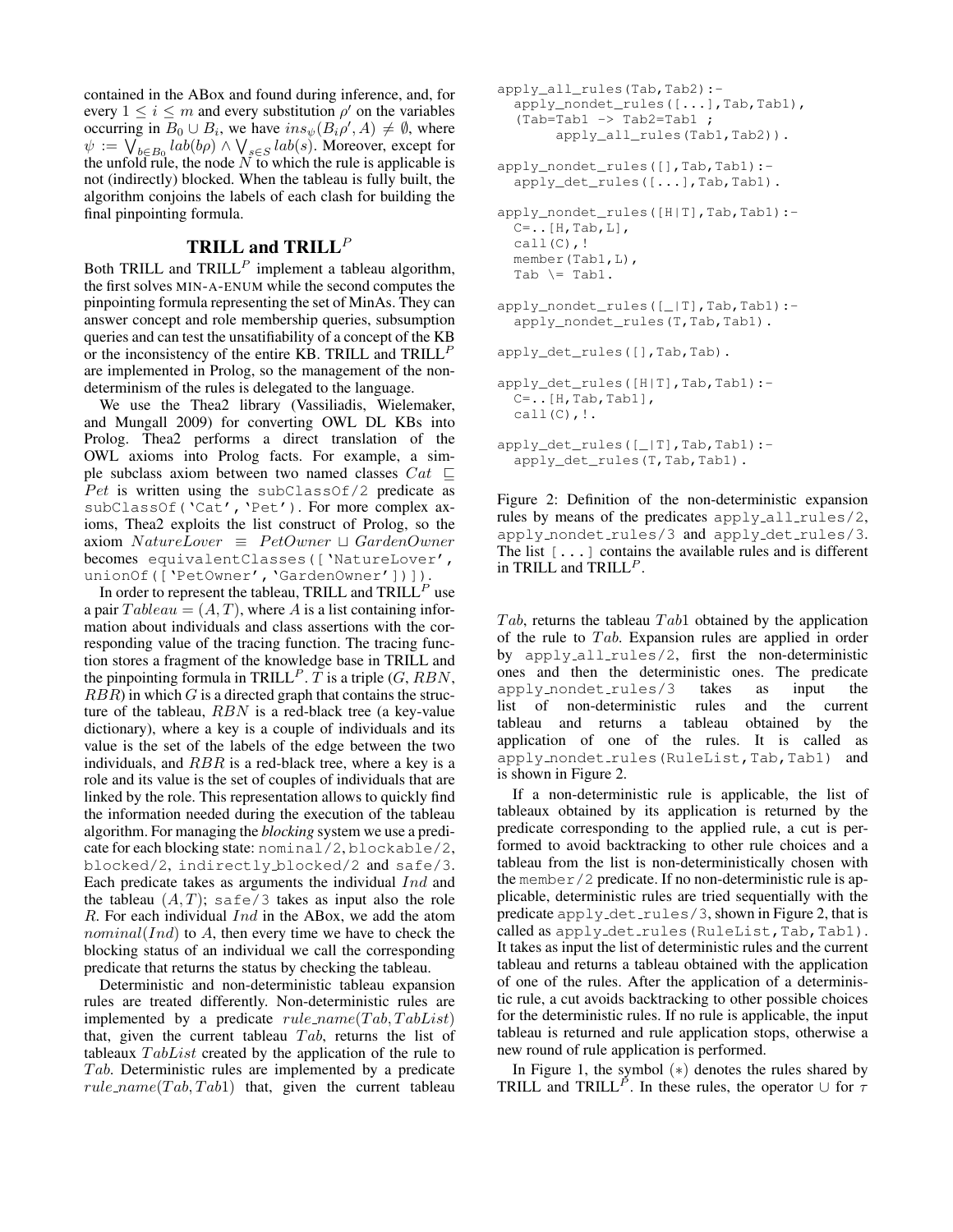contained in the ABox and found during inference, and, for every $1 \leq i \leq m$ and every substitution $\rho'$ on the variables occurring in $B_0 \cup B_i$, we have $ins_\psi(B_i\rho', A) \neq \emptyset$, where $\psi := \bigvee_{b \in B_0} lab(b\rho) \wedge \bigvee_{s \in S} lab(s)$. Moreover, except for the unfold rule, the node $N$ to which the rule is applicable is not (indirectly) blocked. When the tableau is fully built, the algorithm conjoins the labels of each clash for building the final pinpointing formula.

## TRILL and TRILL$^P$

Both TRILL and TRILL$^P$ implement a tableau algorithm, the first solves MIN-A-ENUM while the second computes the pinpointing formula representing the set of MinAs. They can answer concept and role membership queries, subsumption queries and can test the unsatifiability of a concept of the KB or the inconsistency of the entire KB. TRILL and TRILL$^P$ are implemented in Prolog, so the management of the non-determinism of the rules is delegated to the language.

We use the Thea2 library (Vassiliadis, Wielemaker, and Mungall 2009) for converting OWL DL KBs into Prolog. Thea2 performs a direct translation of the OWL axioms into Prolog facts. For example, a simple subclass axiom between two named classes $Cat \sqsubseteq Pet$ is written using the `subClassOf/2` predicate as `subClassOf('Cat','Pet')`. For more complex axioms, Thea2 exploits the list construct of Prolog, so the axiom $NatureLover \equiv PetOwner \sqcup GardenOwner$ becomes `equivalentClasses(['NatureLover', unionOf(['PetOwner','GardenOwner'])])`.

In order to represent the tableau, TRILL and TRILL$^P$ use a pair $Tableau = (A, T)$, where $A$ is a list containing information about individuals and class assertions with the corresponding value of the tracing function. The tracing function stores a fragment of the knowledge base in TRILL and the pinpointing formula in TRILL$^P$. $T$ is a triple ($G$, $RBN$, $RBR$) in which $G$ is a directed graph that contains the structure of the tableau, $RBN$ is a red-black tree (a key-value dictionary), where a key is a couple of individuals and its value is the set of the labels of the edge between the two individuals, and $RBR$ is a red-black tree, where a key is a role and its value is the set of couples of individuals that are linked by the role. This representation allows to quickly find the information needed during the execution of the tableau algorithm. For managing the *blocking* system we use a predicate for each blocking state: `nominal/2`, `blockable/2`, `blocked/2`, `indirectly_blocked/2` and `safe/3`. Each predicate takes as arguments the individual $Ind$ and the tableau $(A, T)$; `safe/3` takes as input also the role $R$. For each individual $Ind$ in the ABox, we add the atom $nominal(Ind)$ to $A$, then every time we have to check the blocking status of an individual we call the corresponding predicate that returns the status by checking the tableau.

Deterministic and non-deterministic tableau expansion rules are treated differently. Non-deterministic rules are implemented by a predicate $rule\_name(Tab, TabList)$ that, given the current tableau $Tab$, returns the list of tableaux $TabList$ created by the application of the rule to $Tab$. Deterministic rules are implemented by a predicate $rule\_name(Tab, Tab1)$ that, given the current tableau $Tab$, returns the tableau $Tab1$ obtained by the application of the rule to $Tab$. Expansion rules are applied in order by `apply_all_rules/2`, first the non-deterministic ones and then the deterministic ones. The predicate `apply_nondet_rules/3` takes as input the list of non-deterministic rules and the current tableau and returns a tableau obtained by the application of one of the rules. It is called as `apply_nondet_rules(RuleList,Tab,Tab1)` and is shown in Figure 2.

```
apply_all_rules(Tab,Tab2):-
  apply_nondet_rules([...],Tab,Tab1),
  (Tab=Tab1 -> Tab2=Tab1 ;
       apply_all_rules(Tab1,Tab2)).

apply_nondet_rules([],Tab,Tab1):-
  apply_det_rules([...],Tab,Tab1).

apply_nondet_rules([H|T],Tab,Tab1):-
  C=..[H,Tab,L],
  call(C),!
  member(Tab1,L),
  Tab \= Tab1.

apply_nondet_rules([_|T],Tab,Tab1):-
  apply_nondet_rules(T,Tab,Tab1).

apply_det_rules([],Tab,Tab).

apply_det_rules([H|T],Tab,Tab1):-
  C=..[H,Tab,Tab1],
  call(C),!.

apply_det_rules([_|T],Tab,Tab1):-
  apply_det_rules(T,Tab,Tab1).
```

Figure 2: Definition of the non-deterministic expansion rules by means of the predicates `apply_all_rules/2`, `apply_nondet_rules/3` and `apply_det_rules/3`. The list `[...]` contains the available rules and is different in TRILL and TRILL$^P$.

If a non-deterministic rule is applicable, the list of tableaux obtained by its application is returned by the predicate corresponding to the applied rule, a cut is performed to avoid backtracking to other rule choices and a tableau from the list is non-deterministically chosen with the `member/2` predicate. If no non-deterministic rule is applicable, deterministic rules are tried sequentially with the predicate `apply_det_rules/3`, shown in Figure 2, that is called as `apply_det_rules(RuleList,Tab,Tab1)`. It takes as input the list of deterministic rules and the current tableau and returns a tableau obtained with the application of one of the rules. After the application of a deterministic rule, a cut avoids backtracking to other possible choices for the deterministic rules. If no rule is applicable, the input tableau is returned and rule application stops, otherwise a new round of rule application is performed.

In Figure 1, the symbol $(*)$ denotes the rules shared by TRILL and TRILL$^P$. In these rules, the operator $\cup$ for $\tau$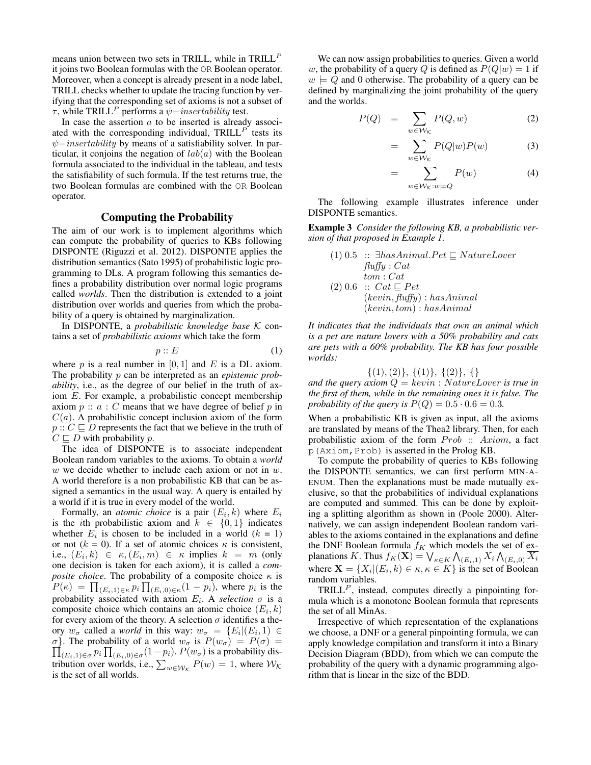means union between two sets in TRILL, while in TRILL$^P$ it joins two Boolean formulas with the OR Boolean operator. Moreover, when a concept is already present in a node label, TRILL checks whether to update the tracing function by verifying that the corresponding set of axioms is not a subset of $\tau$, while TRILL$^P$ performs a $\psi-insertability$ test.

In case the assertion $a$ to be inserted is already associated with the corresponding individual, TRILL$^P$ tests its $\psi-insertability$ by means of a satisfiability solver. In particular, it conjoins the negation of $lab(a)$ with the Boolean formula associated to the individual in the tableau, and tests the satisfiability of such formula. If the test returns true, the two Boolean formulas are combined with the OR Boolean operator.

## Computing the Probability

The aim of our work is to implement algorithms which can compute the probability of queries to KBs following DISPONTE (Riguzzi et al. 2012). DISPONTE applies the distribution semantics (Sato 1995) of probabilistic logic programming to DLs. A program following this semantics defines a probability distribution over normal logic programs called *worlds*. Then the distribution is extended to a joint distribution over worlds and queries from which the probability of a query is obtained by marginalization.

In DISPONTE, a *probabilistic knowledge base* $\mathcal{K}$ contains a set of *probabilistic axioms* which take the form

$$p :: E \tag{1}$$

where $p$ is a real number in $[0, 1]$ and $E$ is a DL axiom. The probability $p$ can be interpreted as an *epistemic probability*, i.e., as the degree of our belief in the truth of axiom $E$. For example, a probabilistic concept membership axiom $p :: a : C$ means that we have degree of belief $p$ in $C(a)$. A probabilistic concept inclusion axiom of the form $p :: C \sqsubseteq D$ represents the fact that we believe in the truth of $C \sqsubseteq D$ with probability $p$.

The idea of DISPONTE is to associate independent Boolean random variables to the axioms. To obtain a *world* $w$ we decide whether to include each axiom or not in $w$. A world therefore is a non probabilistic KB that can be assigned a semantics in the usual way. A query is entailed by a world if it is true in every model of the world.

Formally, an *atomic choice* is a pair $(E_i, k)$ where $E_i$ is the $i$th probabilistic axiom and $k \in \{0, 1\}$ indicates whether $E_i$ is chosen to be included in a world ($k$ = 1) or not ($k$ = 0). If a set of atomic choices $\kappa$ is consistent, i.e., $(E_i, k) \in \kappa, (E_i, m) \in \kappa$ implies $k = m$ (only one decision is taken for each axiom), it is called a *composite choice*. The probability of a composite choice $\kappa$ is $P(\kappa) = \prod_{(E_i,1)\in\kappa} p_i \prod_{(E_i,0)\in\kappa}(1 - p_i)$, where $p_i$ is the probability associated with axiom $E_i$. A *selection* $\sigma$ is a composite choice which contains an atomic choice $(E_i, k)$ for every axiom of the theory. A selection $\sigma$ identifies a theory $w_\sigma$ called a *world* in this way: $w_\sigma = \{E_i|(E_i, 1) \in \sigma\}$. The probability of a world $w_\sigma$ is $P(w_\sigma) = P(\sigma) = \prod_{(E_i,1)\in\sigma} p_i \prod_{(E_i,0)\in\sigma}(1-p_i)$. $P(w_\sigma)$ is a probability distribution over worlds, i.e., $\sum_{w\in\mathcal{W}_\mathcal{K}} P(w) = 1$, where $\mathcal{W}_\mathcal{K}$ is the set of all worlds.

We can now assign probabilities to queries. Given a world $w$, the probability of a query $Q$ is defined as $P(Q|w) = 1$ if $w \models Q$ and 0 otherwise. The probability of a query can be defined by marginalizing the joint probability of the query and the worlds.

$$P(Q) = \sum_{w\in\mathcal{W}_\mathcal{K}} P(Q, w) \tag{2}$$

$$= \sum_{w\in\mathcal{W}_\mathcal{K}} P(Q|w)P(w) \tag{3}$$

$$= \sum_{w\in\mathcal{W}_\mathcal{K}:w\models Q} P(w) \tag{4}$$

The following example illustrates inference under DISPONTE semantics.

**Example 3** *Consider the following KB, a probabilistic version of that proposed in Example 1.*

$$\begin{array}{l} (1)\ 0.5\ :: \exists hasAnimal.Pet \sqsubseteq NatureLover \\ \quad fluffy : Cat \\ \quad tom : Cat \\ (2)\ 0.6\ :: Cat \sqsubseteq Pet \\ \quad (kevin, fluffy) : hasAnimal \\ \quad (kevin, tom) : hasAnimal \end{array}$$

*It indicates that the individuals that own an animal which is a pet are nature lovers with a 50% probability and cats are pets with a 60% probability. The KB has four possible worlds:*

$$\{(1), (2)\},\ \{(1)\},\ \{(2)\},\ \{\}$$

*and the query axiom $Q = kevin : NatureLover$ is true in the first of them, while in the remaining ones it is false. The probability of the query is $P(Q) = 0.5 \cdot 0.6 = 0.3$.*

When a probabilistic KB is given as input, all the axioms are translated by means of the Thea2 library. Then, for each probabilistic axiom of the form $Prob\ ::\ Axiom$, a fact `p(Axiom,Prob)` is asserted in the Prolog KB.

To compute the probability of queries to KBs following the DISPONTE semantics, we can first perform MIN-A-ENUM. Then the explanations must be made mutually exclusive, so that the probabilities of individual explanations are computed and summed. This can be done by exploiting a splitting algorithm as shown in (Poole 2000). Alternatively, we can assign independent Boolean random variables to the axioms contained in the explanations and define the DNF Boolean formula $f_K$ which models the set of explanations $K$. Thus $f_K(\mathbf{X}) = \bigvee_{\kappa\in K} \bigwedge_{(E_i,1)} X_i \bigwedge_{(E_i,0)} \overline{X_i}$ where $\mathbf{X} = \{X_i|(E_i, k) \in \kappa, \kappa \in K\}$ is the set of Boolean random variables.

TRILL$^P$, instead, computes directly a pinpointing formula which is a monotone Boolean formula that represents the set of all MinAs.

Irrespective of which representation of the explanations we choose, a DNF or a general pinpointing formula, we can apply knowledge compilation and transform it into a Binary Decision Diagram (BDD), from which we can compute the probability of the query with a dynamic programming algorithm that is linear in the size of the BDD.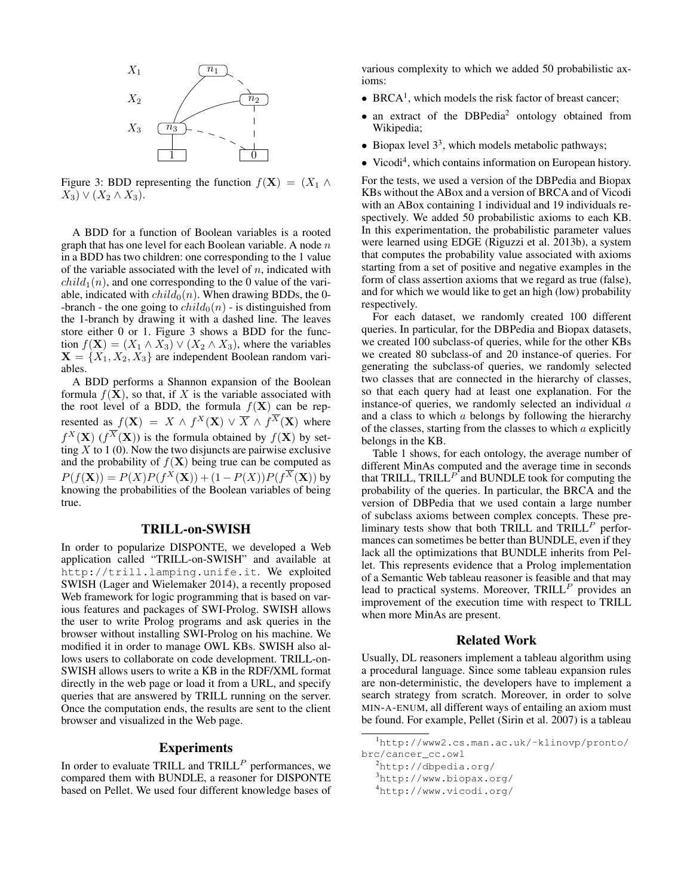Figure 3: BDD representing the function $f(\mathbf{X}) = (X_1 \land X_3) \lor (X_2 \land X_3)$.

A BDD for a function of Boolean variables is a rooted graph that has one level for each Boolean variable. A node $n$ in a BDD has two children: one corresponding to the 1 value of the variable associated with the level of $n$, indicated with $child_1(n)$, and one corresponding to the 0 value of the variable, indicated with $child_0(n)$. When drawing BDDs, the 0--branch - the one going to $child_0(n)$ - is distinguished from the 1-branch by drawing it with a dashed line. The leaves store either 0 or 1. Figure 3 shows a BDD for the function $f(\mathbf{X}) = (X_1 \land X_3) \lor (X_2 \land X_3)$, where the variables $\mathbf{X} = \{X_1, X_2, X_3\}$ are independent Boolean random variables.

A BDD performs a Shannon expansion of the Boolean formula $f(\mathbf{X})$, so that, if $X$ is the variable associated with the root level of a BDD, the formula $f(\mathbf{X})$ can be represented as $f(\mathbf{X}) = X \land f^X(\mathbf{X}) \lor \overline{X} \land f^{\overline{X}}(\mathbf{X})$ where $f^X(\mathbf{X})$ ($f^{\overline{X}}(\mathbf{X})$) is the formula obtained by $f(\mathbf{X})$ by setting $X$ to 1 (0). Now the two disjuncts are pairwise exclusive and the probability of $f(\mathbf{X})$ being true can be computed as $P(f(\mathbf{X})) = P(X)P(f^X(\mathbf{X})) + (1 - P(X))P(f^{\overline{X}}(\mathbf{X}))$ by knowing the probabilities of the Boolean variables of being true.

## TRILL-on-SWISH

In order to popularize DISPONTE, we developed a Web application called "TRILL-on-SWISH" and available at http://trill.lamping.unife.it. We exploited SWISH (Lager and Wielemaker 2014), a recently proposed Web framework for logic programming that is based on various features and packages of SWI-Prolog. SWISH allows the user to write Prolog programs and ask queries in the browser without installing SWI-Prolog on his machine. We modified it in order to manage OWL KBs. SWISH also allows users to collaborate on code development. TRILL-on-SWISH allows users to write a KB in the RDF/XML format directly in the web page or load it from a URL, and specify queries that are answered by TRILL running on the server. Once the computation ends, the results are sent to the client browser and visualized in the Web page.

## Experiments

In order to evaluate TRILL and TRILL$^P$ performances, we compared them with BUNDLE, a reasoner for DISPONTE based on Pellet. We used four different knowledge bases of various complexity to which we added 50 probabilistic axioms:

- BRCA[1], which models the risk factor of breast cancer;
- an extract of the DBPedia[2] ontology obtained from Wikipedia;
- Biopax level 3[3], which models metabolic pathways;
- Vicodi[4], which contains information on European history.

For the tests, we used a version of the DBPedia and Biopax KBs without the ABox and a version of BRCA and of Vicodi with an ABox containing 1 individual and 19 individuals respectively. We added 50 probabilistic axioms to each KB. In this experimentation, the probabilistic parameter values were learned using EDGE (Riguzzi et al. 2013b), a system that computes the probability value associated with axioms starting from a set of positive and negative examples in the form of class assertion axioms that we regard as true (false), and for which we would like to get an high (low) probability respectively.

For each dataset, we randomly created 100 different queries. In particular, for the DBPedia and Biopax datasets, we created 100 subclass-of queries, while for the other KBs we created 80 subclass-of and 20 instance-of queries. For generating the subclass-of queries, we randomly selected two classes that are connected in the hierarchy of classes, so that each query had at least one explanation. For the instance-of queries, we randomly selected an individual $a$ and a class to which $a$ belongs by following the hierarchy of the classes, starting from the classes to which $a$ explicitly belongs in the KB.

Table 1 shows, for each ontology, the average number of different MinAs computed and the average time in seconds that TRILL, TRILL$^P$ and BUNDLE took for computing the probability of the queries. In particular, the BRCA and the version of DBPedia that we used contain a large number of subclass axioms between complex concepts. These preliminary tests show that both TRILL and TRILL$^P$ performances can sometimes be better than BUNDLE, even if they lack all the optimizations that BUNDLE inherits from Pellet. This represents evidence that a Prolog implementation of a Semantic Web tableau reasoner is feasible and that may lead to practical systems. Moreover, TRILL$^P$ provides an improvement of the execution time with respect to TRILL when more MinAs are present.

## Related Work

Usually, DL reasoners implement a tableau algorithm using a procedural language. Since some tableau expansion rules are non-deterministic, the developers have to implement a search strategy from scratch. Moreover, in order to solve MIN-A-ENUM, all different ways of entailing an axiom must be found. For example, Pellet (Sirin et al. 2007) is a tableau

[1] http://www2.cs.man.ac.uk/~klinovp/pronto/brc/cancer_cc.owl

[2] http://dbpedia.org/

[3] http://www.biopax.org/

[4] http://www.vicodi.org/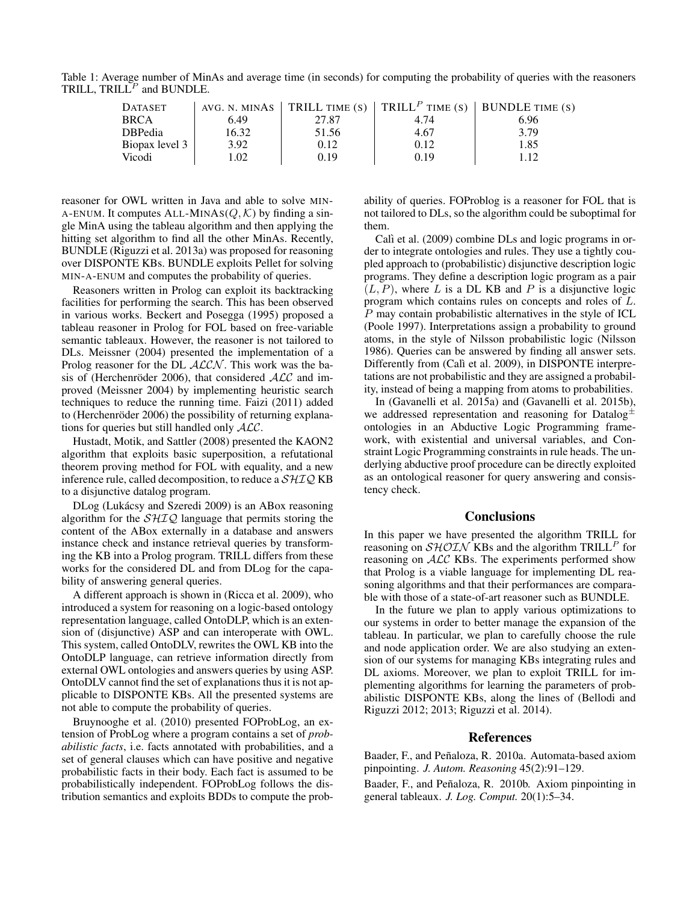Table 1: Average number of MinAs and average time (in seconds) for computing the probability of queries with the reasoners TRILL, TRILL$^P$ and BUNDLE.

| DATASET | AVG. N. MINAS | TRILL TIME (S) | TRILL$^P$ TIME (S) | BUNDLE TIME (S) |
|---|---|---|---|---|
| BRCA | 6.49 | 27.87 | 4.74 | 6.96 |
| DBPedia | 16.32 | 51.56 | 4.67 | 3.79 |
| Biopax level 3 | 3.92 | 0.12 | 0.12 | 1.85 |
| Vicodi | 1.02 | 0.19 | 0.19 | 1.12 |

reasoner for OWL written in Java and able to solve MIN-A-ENUM. It computes ALL-MINAS$(Q, \mathcal{K})$ by finding a single MinA using the tableau algorithm and then applying the hitting set algorithm to find all the other MinAs. Recently, BUNDLE (Riguzzi et al. 2013a) was proposed for reasoning over DISPONTE KBs. BUNDLE exploits Pellet for solving MIN-A-ENUM and computes the probability of queries.

Reasoners written in Prolog can exploit its backtracking facilities for performing the search. This has been observed in various works. Beckert and Posegga (1995) proposed a tableau reasoner in Prolog for FOL based on free-variable semantic tableaux. However, the reasoner is not tailored to DLs. Meissner (2004) presented the implementation of a Prolog reasoner for the DL $\mathcal{ALCN}$. This work was the basis of (Herchenröder 2006), that considered $\mathcal{ALC}$ and improved (Meissner 2004) by implementing heuristic search techniques to reduce the running time. Faizi (2011) added to (Herchenröder 2006) the possibility of returning explanations for queries but still handled only $\mathcal{ALC}$.

Hustadt, Motik, and Sattler (2008) presented the KAON2 algorithm that exploits basic superposition, a refutational theorem proving method for FOL with equality, and a new inference rule, called decomposition, to reduce a $\mathcal{SHIQ}$ KB to a disjunctive datalog program.

DLog (Lukácsy and Szeredi 2009) is an ABox reasoning algorithm for the $\mathcal{SHIQ}$ language that permits storing the content of the ABox externally in a database and answers instance check and instance retrieval queries by transforming the KB into a Prolog program. TRILL differs from these works for the considered DL and from DLog for the capability of answering general queries.

A different approach is shown in (Ricca et al. 2009), who introduced a system for reasoning on a logic-based ontology representation language, called OntoDLP, which is an extension of (disjunctive) ASP and can interoperate with OWL. This system, called OntoDLV, rewrites the OWL KB into the OntoDLP language, can retrieve information directly from external OWL ontologies and answers queries by using ASP. OntoDLV cannot find the set of explanations thus it is not applicable to DISPONTE KBs. All the presented systems are not able to compute the probability of queries.

Bruynooghe et al. (2010) presented FOProbLog, an extension of ProbLog where a program contains a set of *probabilistic facts*, i.e. facts annotated with probabilities, and a set of general clauses which can have positive and negative probabilistic facts in their body. Each fact is assumed to be probabilistically independent. FOProbLog follows the distribution semantics and exploits BDDs to compute the probability of queries. FOProblog is a reasoner for FOL that is not tailored to DLs, so the algorithm could be suboptimal for them.

Calì et al. (2009) combine DLs and logic programs in order to integrate ontologies and rules. They use a tightly coupled approach to (probabilistic) disjunctive description logic programs. They define a description logic program as a pair $(L, P)$, where $L$ is a DL KB and $P$ is a disjunctive logic program which contains rules on concepts and roles of $L$. $P$ may contain probabilistic alternatives in the style of ICL (Poole 1997). Interpretations assign a probability to ground atoms, in the style of Nilsson probabilistic logic (Nilsson 1986). Queries can be answered by finding all answer sets. Differently from (Calì et al. 2009), in DISPONTE interpretations are not probabilistic and they are assigned a probability, instead of being a mapping from atoms to probabilities.

In (Gavanelli et al. 2015a) and (Gavanelli et al. 2015b), we addressed representation and reasoning for Datalog$^\pm$ ontologies in an Abductive Logic Programming framework, with existential and universal variables, and Constraint Logic Programming constraints in rule heads. The underlying abductive proof procedure can be directly exploited as an ontological reasoner for query answering and consistency check.

## Conclusions

In this paper we have presented the algorithm TRILL for reasoning on $\mathcal{SHOIN}$ KBs and the algorithm TRILL$^P$ for reasoning on $\mathcal{ALC}$ KBs. The experiments performed show that Prolog is a viable language for implementing DL reasoning algorithms and that their performances are comparable with those of a state-of-art reasoner such as BUNDLE.

In the future we plan to apply various optimizations to our systems in order to better manage the expansion of the tableau. In particular, we plan to carefully choose the rule and node application order. We are also studying an extension of our systems for managing KBs integrating rules and DL axioms. Moreover, we plan to exploit TRILL for implementing algorithms for learning the parameters of probabilistic DISPONTE KBs, along the lines of (Bellodi and Riguzzi 2012; 2013; Riguzzi et al. 2014).

## References

Baader, F., and Peñaloza, R. 2010a. Automata-based axiom pinpointing. *J. Autom. Reasoning* 45(2):91–129.

Baader, F., and Peñaloza, R. 2010b. Axiom pinpointing in general tableaux. *J. Log. Comput.* 20(1):5–34.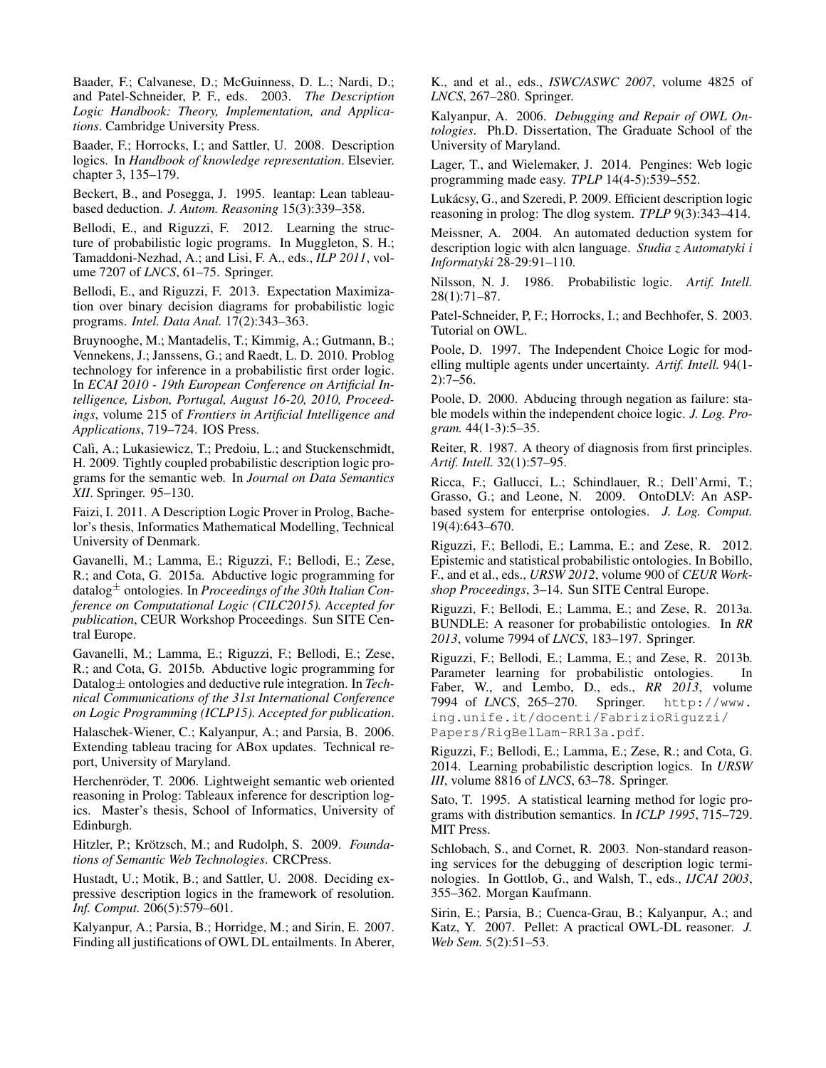Baader, F.; Calvanese, D.; McGuinness, D. L.; Nardi, D.; and Patel-Schneider, P. F., eds. 2003. *The Description Logic Handbook: Theory, Implementation, and Applications*. Cambridge University Press.

Baader, F.; Horrocks, I.; and Sattler, U. 2008. Description logics. In *Handbook of knowledge representation*. Elsevier. chapter 3, 135–179.

Beckert, B., and Posegga, J. 1995. leantap: Lean tableau-based deduction. *J. Autom. Reasoning* 15(3):339–358.

Bellodi, E., and Riguzzi, F. 2012. Learning the structure of probabilistic logic programs. In Muggleton, S. H.; Tamaddoni-Nezhad, A.; and Lisi, F. A., eds., *ILP 2011*, volume 7207 of *LNCS*, 61–75. Springer.

Bellodi, E., and Riguzzi, F. 2013. Expectation Maximization over binary decision diagrams for probabilistic logic programs. *Intel. Data Anal.* 17(2):343–363.

Bruynooghe, M.; Mantadelis, T.; Kimmig, A.; Gutmann, B.; Vennekens, J.; Janssens, G.; and Raedt, L. D. 2010. Problog technology for inference in a probabilistic first order logic. In *ECAI 2010 - 19th European Conference on Artificial Intelligence, Lisbon, Portugal, August 16-20, 2010, Proceedings*, volume 215 of *Frontiers in Artificial Intelligence and Applications*, 719–724. IOS Press.

Calì, A.; Lukasiewicz, T.; Predoiu, L.; and Stuckenschmidt, H. 2009. Tightly coupled probabilistic description logic programs for the semantic web. In *Journal on Data Semantics XII*. Springer. 95–130.

Faizi, I. 2011. A Description Logic Prover in Prolog, Bachelor's thesis, Informatics Mathematical Modelling, Technical University of Denmark.

Gavanelli, M.; Lamma, E.; Riguzzi, F.; Bellodi, E.; Zese, R.; and Cota, G. 2015a. Abductive logic programming for datalog$^{\pm}$ ontologies. In *Proceedings of the 30th Italian Conference on Computational Logic (CILC2015). Accepted for publication*, CEUR Workshop Proceedings. Sun SITE Central Europe.

Gavanelli, M.; Lamma, E.; Riguzzi, F.; Bellodi, E.; Zese, R.; and Cota, G. 2015b. Abductive logic programming for Datalog$\pm$ ontologies and deductive rule integration. In *Technical Communications of the 31st International Conference on Logic Programming (ICLP15). Accepted for publication*.

Halaschek-Wiener, C.; Kalyanpur, A.; and Parsia, B. 2006. Extending tableau tracing for ABox updates. Technical report, University of Maryland.

Herchenröder, T. 2006. Lightweight semantic web oriented reasoning in Prolog: Tableaux inference for description logics. Master's thesis, School of Informatics, University of Edinburgh.

Hitzler, P.; Krötzsch, M.; and Rudolph, S. 2009. *Foundations of Semantic Web Technologies*. CRCPress.

Hustadt, U.; Motik, B.; and Sattler, U. 2008. Deciding expressive description logics in the framework of resolution. *Inf. Comput.* 206(5):579–601.

Kalyanpur, A.; Parsia, B.; Horridge, M.; and Sirin, E. 2007. Finding all justifications of OWL DL entailments. In Aberer, K., and et al., eds., *ISWC/ASWC 2007*, volume 4825 of *LNCS*, 267–280. Springer.

Kalyanpur, A. 2006. *Debugging and Repair of OWL Ontologies*. Ph.D. Dissertation, The Graduate School of the University of Maryland.

Lager, T., and Wielemaker, J. 2014. Pengines: Web logic programming made easy. *TPLP* 14(4-5):539–552.

Lukácsy, G., and Szeredi, P. 2009. Efficient description logic reasoning in prolog: The dlog system. *TPLP* 9(3):343–414.

Meissner, A. 2004. An automated deduction system for description logic with alcn language. *Studia z Automatyki i Informatyki* 28-29:91–110.

Nilsson, N. J. 1986. Probabilistic logic. *Artif. Intell.* 28(1):71–87.

Patel-Schneider, P, F.; Horrocks, I.; and Bechhofer, S. 2003. Tutorial on OWL.

Poole, D. 1997. The Independent Choice Logic for modelling multiple agents under uncertainty. *Artif. Intell.* 94(1-2):7–56.

Poole, D. 2000. Abducing through negation as failure: stable models within the independent choice logic. *J. Log. Program.* 44(1-3):5–35.

Reiter, R. 1987. A theory of diagnosis from first principles. *Artif. Intell.* 32(1):57–95.

Ricca, F.; Gallucci, L.; Schindlauer, R.; Dell'Armi, T.; Grasso, G.; and Leone, N. 2009. OntoDLV: An ASP-based system for enterprise ontologies. *J. Log. Comput.* 19(4):643–670.

Riguzzi, F.; Bellodi, E.; Lamma, E.; and Zese, R. 2012. Epistemic and statistical probabilistic ontologies. In Bobillo, F., and et al., eds., *URSW 2012*, volume 900 of *CEUR Workshop Proceedings*, 3–14. Sun SITE Central Europe.

Riguzzi, F.; Bellodi, E.; Lamma, E.; and Zese, R. 2013a. BUNDLE: A reasoner for probabilistic ontologies. In *RR 2013*, volume 7994 of *LNCS*, 183–197. Springer.

Riguzzi, F.; Bellodi, E.; Lamma, E.; and Zese, R. 2013b. Parameter learning for probabilistic ontologies. In Faber, W., and Lembo, D., eds., *RR 2013*, volume 7994 of *LNCS*, 265–270. Springer. `http://www.ing.unife.it/docenti/FabrizioRiguzzi/Papers/RigBelLam-RR13a.pdf`.

Riguzzi, F.; Bellodi, E.; Lamma, E.; Zese, R.; and Cota, G. 2014. Learning probabilistic description logics. In *URSW III*, volume 8816 of *LNCS*, 63–78. Springer.

Sato, T. 1995. A statistical learning method for logic programs with distribution semantics. In *ICLP 1995*, 715–729. MIT Press.

Schlobach, S., and Cornet, R. 2003. Non-standard reasoning services for the debugging of description logic terminologies. In Gottlob, G., and Walsh, T., eds., *IJCAI 2003*, 355–362. Morgan Kaufmann.

Sirin, E.; Parsia, B.; Cuenca-Grau, B.; Kalyanpur, A.; and Katz, Y. 2007. Pellet: A practical OWL-DL reasoner. *J. Web Sem.* 5(2):51–53.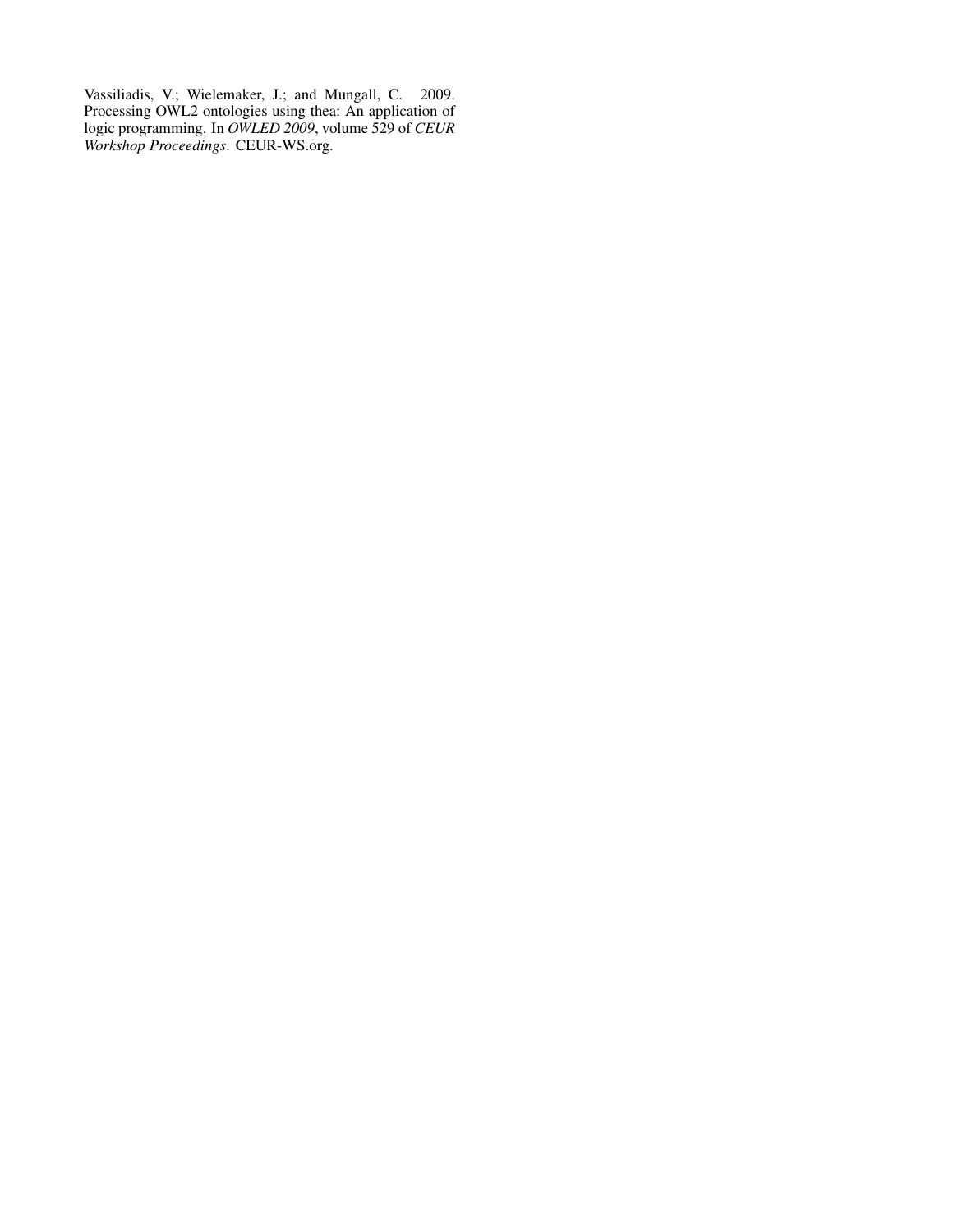Vassiliadis, V.; Wielemaker, J.; and Mungall, C. 2009. Processing OWL2 ontologies using thea: An application of logic programming. In *OWLED 2009*, volume 529 of *CEUR Workshop Proceedings*. CEUR-WS.org.